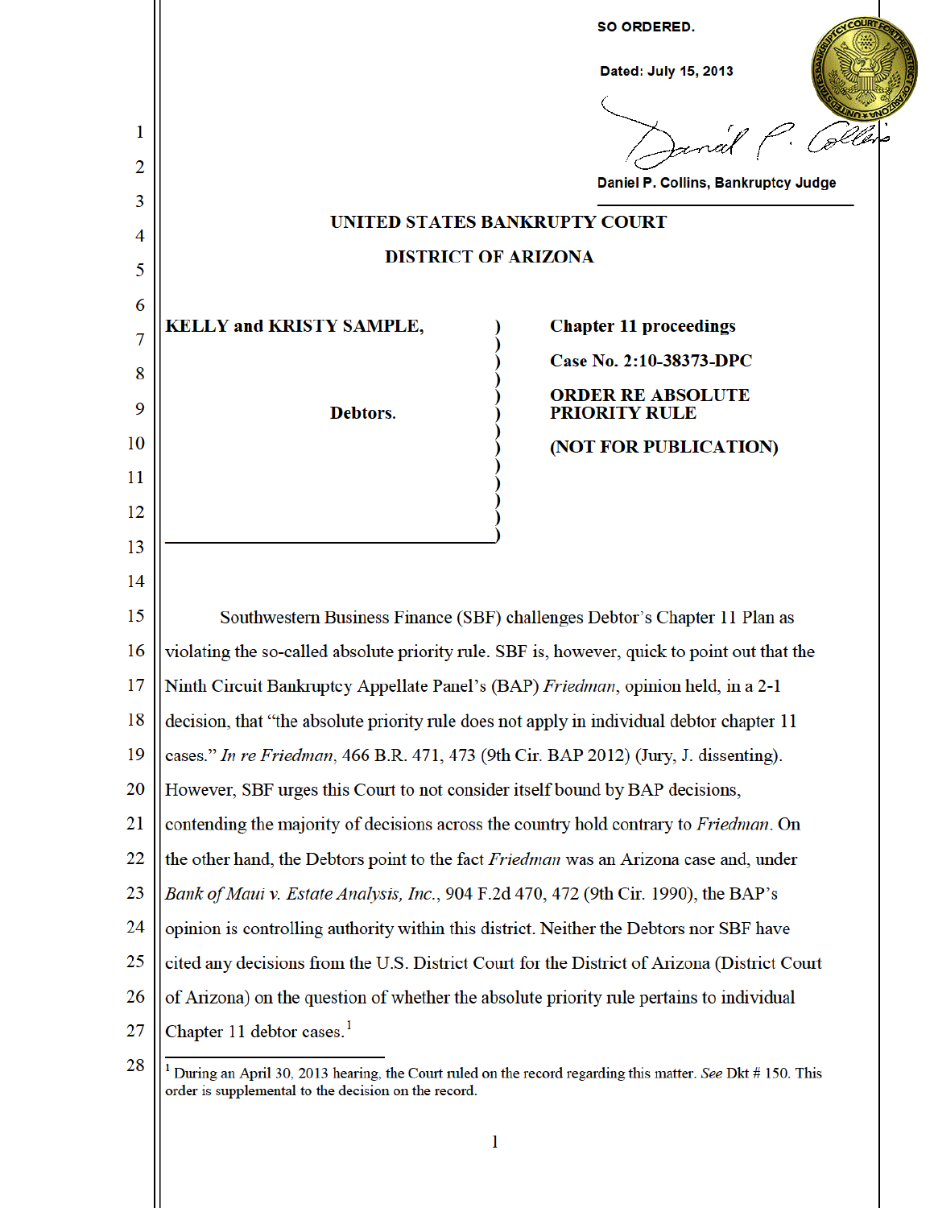**SO ORDERED.**

**Dated: July 15, 2013**

**Daniel P. Collins, Bankruptcy Judge**

# UNITED STATES BANKRUPTCY COURT

## DISTRICT OF ARIZONA

| | |
|---|---|
| **KELLY and KRISTY SAMPLE,** | **Chapter 11 proceedings** |
| | **Case No. 2:10-38373-DPC** |
| **Debtors.** | **ORDER RE ABSOLUTE PRIORITY RULE** |
| | **(NOT FOR PUBLICATION)** |

Southwestern Business Finance (SBF) challenges Debtor's Chapter 11 Plan as violating the so-called absolute priority rule. SBF is, however, quick to point out that the Ninth Circuit Bankruptcy Appellate Panel's (BAP) *Friedman*, opinion held, in a 2-1 decision, that "the absolute priority rule does not apply in individual debtor chapter 11 cases." *In re Friedman*, 466 B.R. 471, 473 (9th Cir. BAP 2012) (Jury, J. dissenting). However, SBF urges this Court to not consider itself bound by BAP decisions, contending the majority of decisions across the country hold contrary to *Friedman*. On the other hand, the Debtors point to the fact *Friedman* was an Arizona case and, under *Bank of Maui v. Estate Analysis, Inc.*, 904 F.2d 470, 472 (9th Cir. 1990), the BAP's opinion is controlling authority within this district. Neither the Debtors nor SBF have cited any decisions from the U.S. District Court for the District of Arizona (District Court of Arizona) on the question of whether the absolute priority rule pertains to individual Chapter 11 debtor cases.[1]

[1] During an April 30, 2013 hearing, the Court ruled on the record regarding this matter. *See* Dkt # 150. This order is supplemental to the decision on the record.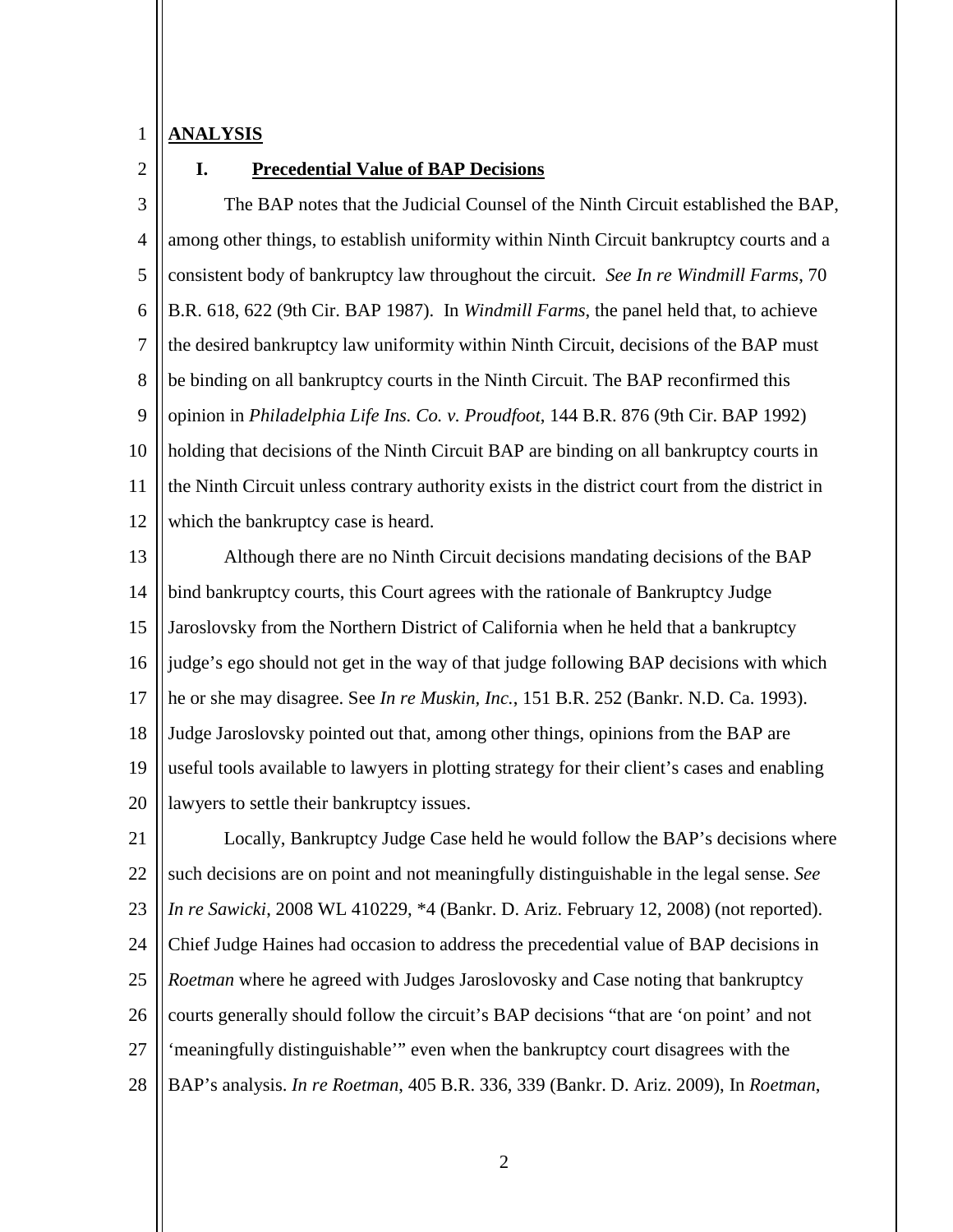## ANALYSIS

### I. Precedential Value of BAP Decisions

The BAP notes that the Judicial Counsel of the Ninth Circuit established the BAP, among other things, to establish uniformity within Ninth Circuit bankruptcy courts and a consistent body of bankruptcy law throughout the circuit. *See In re Windmill Farms*, 70 B.R. 618, 622 (9th Cir. BAP 1987). In *Windmill Farms*, the panel held that, to achieve the desired bankruptcy law uniformity within Ninth Circuit, decisions of the BAP must be binding on all bankruptcy courts in the Ninth Circuit. The BAP reconfirmed this opinion in *Philadelphia Life Ins. Co. v. Proudfoot*, 144 B.R. 876 (9th Cir. BAP 1992) holding that decisions of the Ninth Circuit BAP are binding on all bankruptcy courts in the Ninth Circuit unless contrary authority exists in the district court from the district in which the bankruptcy case is heard.

Although there are no Ninth Circuit decisions mandating decisions of the BAP bind bankruptcy courts, this Court agrees with the rationale of Bankruptcy Judge Jaroslovsky from the Northern District of California when he held that a bankruptcy judge's ego should not get in the way of that judge following BAP decisions with which he or she may disagree. See *In re Muskin, Inc.*, 151 B.R. 252 (Bankr. N.D. Ca. 1993). Judge Jaroslovsky pointed out that, among other things, opinions from the BAP are useful tools available to lawyers in plotting strategy for their client's cases and enabling lawyers to settle their bankruptcy issues.

Locally, Bankruptcy Judge Case held he would follow the BAP's decisions where such decisions are on point and not meaningfully distinguishable in the legal sense. *See In re Sawicki*, 2008 WL 410229, *4 (Bankr. D. Ariz. February 12, 2008) (not reported). Chief Judge Haines had occasion to address the precedential value of BAP decisions in *Roetman* where he agreed with Judges Jaroslovosky and Case noting that bankruptcy courts generally should follow the circuit's BAP decisions "that are 'on point' and not 'meaningfully distinguishable'" even when the bankruptcy court disagrees with the BAP's analysis. *In re Roetman*, 405 B.R. 336, 339 (Bankr. D. Ariz. 2009), In *Roetman*,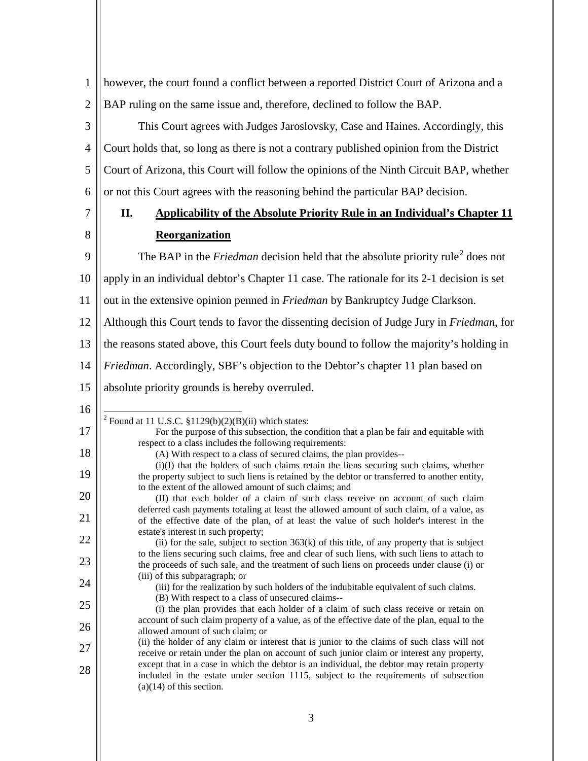however, the court found a conflict between a reported District Court of Arizona and a BAP ruling on the same issue and, therefore, declined to follow the BAP.

This Court agrees with Judges Jaroslovsky, Case and Haines. Accordingly, this Court holds that, so long as there is not a contrary published opinion from the District Court of Arizona, this Court will follow the opinions of the Ninth Circuit BAP, whether or not this Court agrees with the reasoning behind the particular BAP decision.

## II. Applicability of the Absolute Priority Rule in an Individual's Chapter 11 Reorganization

The BAP in the *Friedman* decision held that the absolute priority rule[2] does not apply in an individual debtor's Chapter 11 case. The rationale for its 2-1 decision is set out in the extensive opinion penned in *Friedman* by Bankruptcy Judge Clarkson. Although this Court tends to favor the dissenting decision of Judge Jury in *Friedman*, for the reasons stated above, this Court feels duty bound to follow the majority's holding in *Friedman*. Accordingly, SBF's objection to the Debtor's chapter 11 plan based on absolute priority grounds is hereby overruled.

---

[2] Found at 11 U.S.C. §1129(b)(2)(B)(ii) which states:

> For the purpose of this subsection, the condition that a plan be fair and equitable with respect to a class includes the following requirements:
>
> (A) With respect to a class of secured claims, the plan provides--
>
> (i)(I) that the holders of such claims retain the liens securing such claims, whether the property subject to such liens is retained by the debtor or transferred to another entity, to the extent of the allowed amount of such claims; and
>
> (II) that each holder of a claim of such class receive on account of such claim deferred cash payments totaling at least the allowed amount of such claim, of a value, as of the effective date of the plan, of at least the value of such holder's interest in the estate's interest in such property;
>
> (ii) for the sale, subject to section 363(k) of this title, of any property that is subject to the liens securing such claims, free and clear of such liens, with such liens to attach to the proceeds of such sale, and the treatment of such liens on proceeds under clause (i) or (iii) of this subparagraph; or
>
> (iii) for the realization by such holders of the indubitable equivalent of such claims.
>
> (B) With respect to a class of unsecured claims--
>
> (i) the plan provides that each holder of a claim of such class receive or retain on account of such claim property of a value, as of the effective date of the plan, equal to the allowed amount of such claim; or
>
> (ii) the holder of any claim or interest that is junior to the claims of such class will not receive or retain under the plan on account of such junior claim or interest any property, except that in a case in which the debtor is an individual, the debtor may retain property included in the estate under section 1115, subject to the requirements of subsection (a)(14) of this section.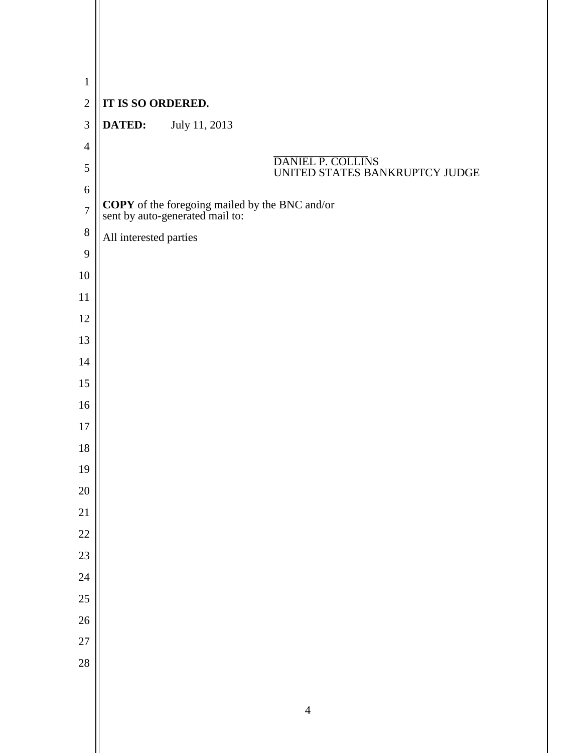**IT IS SO ORDERED.**

**DATED:** July 11, 2013

DANIEL P. COLLINS
UNITED STATES BANKRUPTCY JUDGE

**COPY** of the foregoing mailed by the BNC and/or sent by auto-generated mail to:

All interested parties